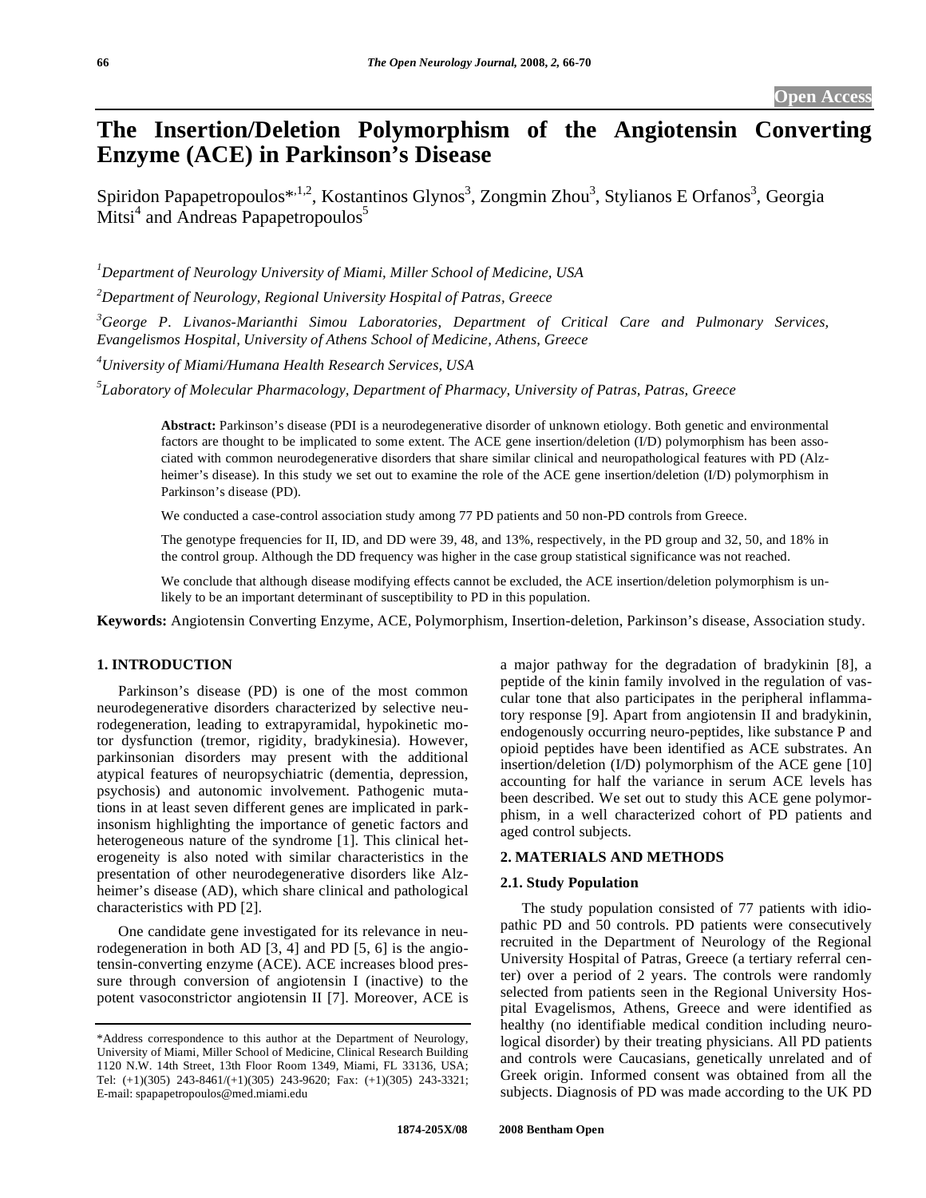Open Access

# The Insertion/Deletion Polymorphism of the Angiotensin Converting Enzyme (ACE) in Parkinson's Disease

Spiridon Papapetropoulos*[,1,2], Kostantinos Glynos[3], Zongmin Zhou[3], Stylianos E Orfanos[3], Georgia Mitsi[4] and Andreas Papapetropoulos[5]

*[1]Department of Neurology University of Miami, Miller School of Medicine, USA*

*[2]Department of Neurology, Regional University Hospital of Patras, Greece*

*[3]George P. Livanos-Marianthi Simou Laboratories, Department of Critical Care and Pulmonary Services, Evangelismos Hospital, University of Athens School of Medicine, Athens, Greece*

*[4]University of Miami/Humana Health Research Services, USA*

*[5]Laboratory of Molecular Pharmacology, Department of Pharmacy, University of Patras, Patras, Greece*

**Abstract:** Parkinson's disease (PDI is a neurodegenerative disorder of unknown etiology. Both genetic and environmental factors are thought to be implicated to some extent. The ACE gene insertion/deletion (I/D) polymorphism has been associated with common neurodegenerative disorders that share similar clinical and neuropathological features with PD (Alzheimer's disease). In this study we set out to examine the role of the ACE gene insertion/deletion (I/D) polymorphism in Parkinson's disease (PD).

We conducted a case-control association study among 77 PD patients and 50 non-PD controls from Greece.

The genotype frequencies for II, ID, and DD were 39, 48, and 13%, respectively, in the PD group and 32, 50, and 18% in the control group. Although the DD frequency was higher in the case group statistical significance was not reached.

We conclude that although disease modifying effects cannot be excluded, the ACE insertion/deletion polymorphism is unlikely to be an important determinant of susceptibility to PD in this population.

**Keywords:** Angiotensin Converting Enzyme, ACE, Polymorphism, Insertion-deletion, Parkinson's disease, Association study.

## 1. INTRODUCTION

Parkinson's disease (PD) is one of the most common neurodegenerative disorders characterized by selective neurodegeneration, leading to extrapyramidal, hypokinetic motor dysfunction (tremor, rigidity, bradykinesia). However, parkinsonian disorders may present with the additional atypical features of neuropsychiatric (dementia, depression, psychosis) and autonomic involvement. Pathogenic mutations in at least seven different genes are implicated in parkinsonism highlighting the importance of genetic factors and heterogeneous nature of the syndrome [1]. This clinical heterogeneity is also noted with similar characteristics in the presentation of other neurodegenerative disorders like Alzheimer's disease (AD), which share clinical and pathological characteristics with PD [2].

One candidate gene investigated for its relevance in neurodegeneration in both AD [3, 4] and PD [5, 6] is the angiotensin-converting enzyme (ACE). ACE increases blood pressure through conversion of angiotensin I (inactive) to the potent vasoconstrictor angiotensin II [7]. Moreover, ACE is a major pathway for the degradation of bradykinin [8], a peptide of the kinin family involved in the regulation of vascular tone that also participates in the peripheral inflammatory response [9]. Apart from angiotensin II and bradykinin, endogenously occurring neuro-peptides, like substance P and opioid peptides have been identified as ACE substrates. An insertion/deletion (I/D) polymorphism of the ACE gene [10] accounting for half the variance in serum ACE levels has been described. We set out to study this ACE gene polymorphism, in a well characterized cohort of PD patients and aged control subjects.

## 2. MATERIALS AND METHODS

### 2.1. Study Population

The study population consisted of 77 patients with idiopathic PD and 50 controls. PD patients were consecutively recruited in the Department of Neurology of the Regional University Hospital of Patras, Greece (a tertiary referral center) over a period of 2 years. The controls were randomly selected from patients seen in the Regional University Hospital Evagelismos, Athens, Greece and were identified as healthy (no identifiable medical condition including neurological disorder) by their treating physicians. All PD patients and controls were Caucasians, genetically unrelated and of Greek origin. Informed consent was obtained from all the subjects. Diagnosis of PD was made according to the UK PD

*Address correspondence to this author at the Department of Neurology, University of Miami, Miller School of Medicine, Clinical Research Building 1120 N.W. 14th Street, 13th Floor Room 1349, Miami, FL 33136, USA; Tel: (+1)(305) 243-8461/(+1)(305) 243-9620; Fax: (+1)(305) 243-3321; E-mail: spapapetropoulos@med.miami.edu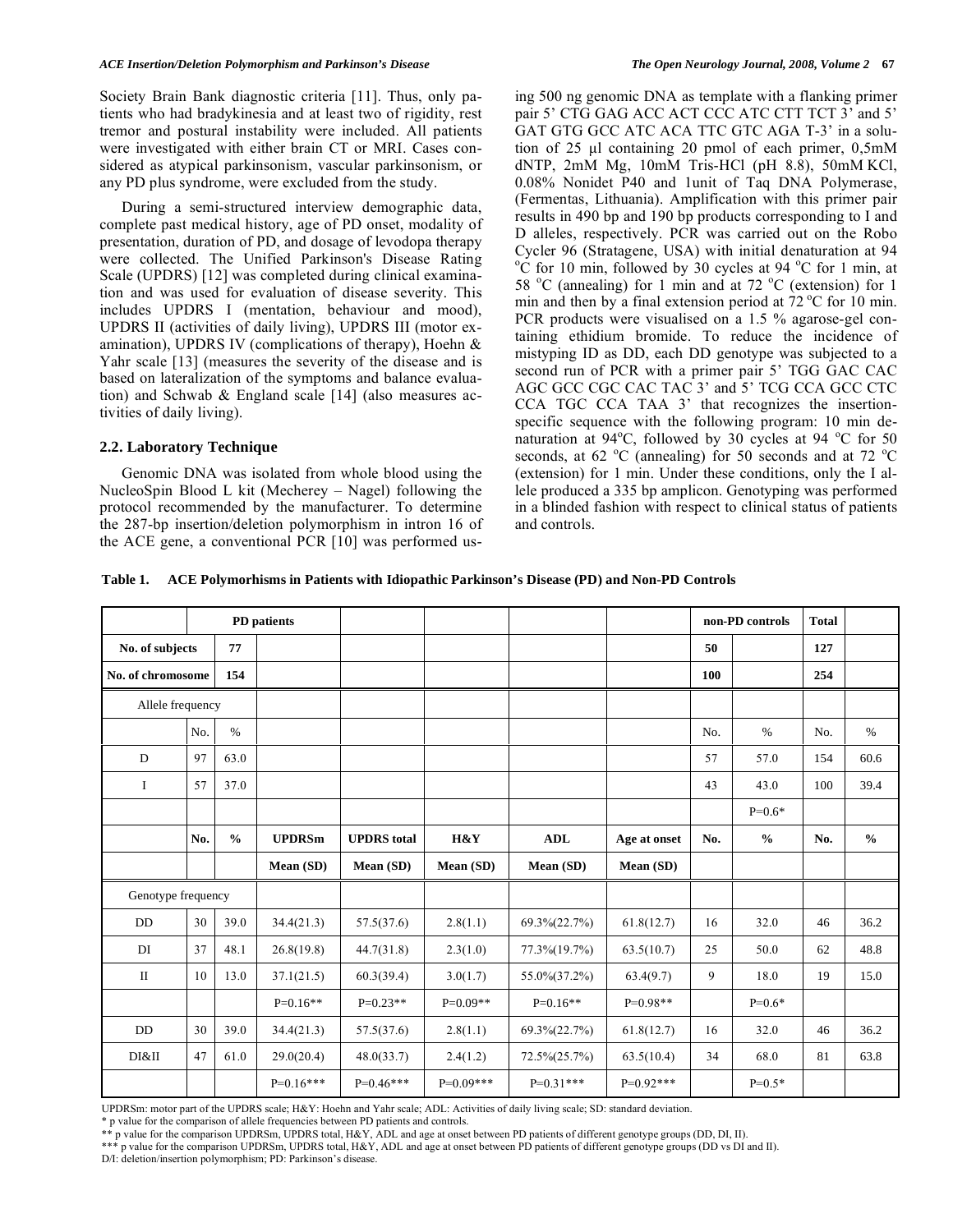Society Brain Bank diagnostic criteria [11]. Thus, only patients who had bradykinesia and at least two of rigidity, rest tremor and postural instability were included. All patients were investigated with either brain CT or MRI. Cases considered as atypical parkinsonism, vascular parkinsonism, or any PD plus syndrome, were excluded from the study.

During a semi-structured interview demographic data, complete past medical history, age of PD onset, modality of presentation, duration of PD, and dosage of levodopa therapy were collected. The Unified Parkinson's Disease Rating Scale (UPDRS) [12] was completed during clinical examination and was used for evaluation of disease severity. This includes UPDRS I (mentation, behaviour and mood), UPDRS II (activities of daily living), UPDRS III (motor examination), UPDRS IV (complications of therapy), Hoehn & Yahr scale [13] (measures the severity of the disease and is based on lateralization of the symptoms and balance evaluation) and Schwab & England scale [14] (also measures activities of daily living).

### 2.2. Laboratory Technique

Genomic DNA was isolated from whole blood using the NucleoSpin Blood L kit (Mecherey – Nagel) following the protocol recommended by the manufacturer. To determine the 287-bp insertion/deletion polymorphism in intron 16 of the ACE gene, a conventional PCR [10] was performed using 500 ng genomic DNA as template with a flanking primer pair 5' CTG GAG ACC ACT CCC ATC CTT TCT 3' and 5' GAT GTG GCC ATC ACA TTC GTC AGA T-3' in a solution of 25 µl containing 20 pmol of each primer, 0,5mM dNTP, 2mM Mg, 10mM Tris-HCl (pH 8.8), 50mM KCl, 0.08% Nonidet P40 and 1unit of Taq DNA Polymerase, (Fermentas, Lithuania). Amplification with this primer pair results in 490 bp and 190 bp products corresponding to I and D alleles, respectively. PCR was carried out on the Robo Cycler 96 (Stratagene, USA) with initial denaturation at 94 °C for 10 min, followed by 30 cycles at 94 °C for 1 min, at 58 °C (annealing) for 1 min and at 72 °C (extension) for 1 min and then by a final extension period at 72 °C for 10 min. PCR products were visualised on a 1.5 % agarose-gel containing ethidium bromide. To reduce the incidence of mistyping ID as DD, each DD genotype was subjected to a second run of PCR with a primer pair 5' TGG GAC CAC AGC GCC CGC CAC TAC 3' and 5' TCG CCA GCC CTC CCA TGC CCA TAA 3' that recognizes the insertion-specific sequence with the following program: 10 min denaturation at 94°C, followed by 30 cycles at 94 °C for 50 seconds, at 62 °C (annealing) for 50 seconds and at 72 °C (extension) for 1 min. Under these conditions, only the I allele produced a 335 bp amplicon. Genotyping was performed in a blinded fashion with respect to clinical status of patients and controls.

**Table 1. ACE Polymorhisms in Patients with Idiopathic Parkinson's Disease (PD) and Non-PD Controls**

| | PD patients | | | | | | | non-PD controls | | Total | |
|---|---|---|---|---|---|---|---|---|---|---|---|
| No. of subjects | | 77 | | | | | | 50 | | 127 | |
| No. of chromosome | | 154 | | | | | | 100 | | 254 | |
| Allele frequency | | | | | | | | | | | |
| | No. | % | | | | | | No. | % | No. | % |
| D | 97 | 63.0 | | | | | | 57 | 57.0 | 154 | 60.6 |
| I | 57 | 37.0 | | | | | | 43 | 43.0 | 100 | 39.4 |
| | | | | | | | | | P=0.6* | | |
| | **No.** | **%** | **UPDRSm** | **UPDRS total** | **H&Y** | **ADL** | **Age at onset** | **No.** | **%** | **No.** | **%** |
| | | | **Mean (SD)** | **Mean (SD)** | **Mean (SD)** | **Mean (SD)** | **Mean (SD)** | | | | |
| Genotype frequency | | | | | | | | | | | |
| DD | 30 | 39.0 | 34.4(21.3) | 57.5(37.6) | 2.8(1.1) | 69.3%(22.7%) | 61.8(12.7) | 16 | 32.0 | 46 | 36.2 |
| DI | 37 | 48.1 | 26.8(19.8) | 44.7(31.8) | 2.3(1.0) | 77.3%(19.7%) | 63.5(10.7) | 25 | 50.0 | 62 | 48.8 |
| II | 10 | 13.0 | 37.1(21.5) | 60.3(39.4) | 3.0(1.7) | 55.0%(37.2%) | 63.4(9.7) | 9 | 18.0 | 19 | 15.0 |
| | | | P=0.16** | P=0.23** | P=0.09** | P=0.16** | P=0.98** | | P=0.6* | | |
| DD | 30 | 39.0 | 34.4(21.3) | 57.5(37.6) | 2.8(1.1) | 69.3%(22.7%) | 61.8(12.7) | 16 | 32.0 | 46 | 36.2 |
| DI&II | 47 | 61.0 | 29.0(20.4) | 48.0(33.7) | 2.4(1.2) | 72.5%(25.7%) | 63.5(10.4) | 34 | 68.0 | 81 | 63.8 |
| | | | P=0.16*** | P=0.46*** | P=0.09*** | P=0.31*** | P=0.92*** | | P=0.5* | | |

UPDRSm: motor part of the UPDRS scale; H&Y: Hoehn and Yahr scale; ADL: Activities of daily living scale; SD: standard deviation.
* p value for the comparison of allele frequencies between PD patients and controls.
** p value for the comparison UPDRSm, UPDRS total, H&Y, ADL and age at onset between PD patients of different genotype groups (DD, DI, II).
*** p value for the comparison UPDRSm, UPDRS total, H&Y, ADL and age at onset between PD patients of different genotype groups (DD vs DI and II).
D/I: deletion/insertion polymorphism; PD: Parkinson's disease.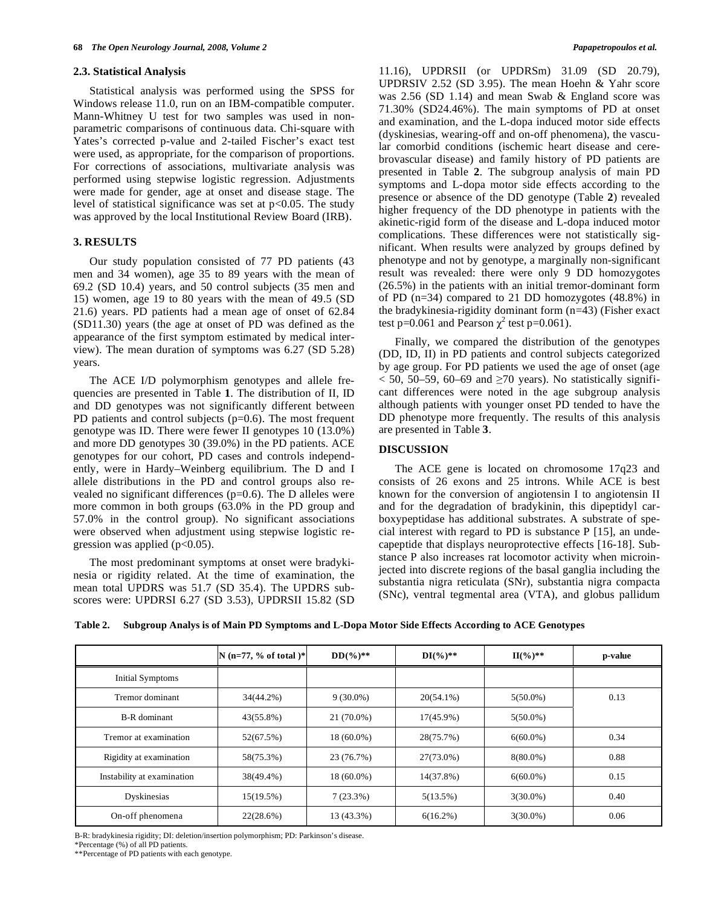### 2.3. Statistical Analysis

Statistical analysis was performed using the SPSS for Windows release 11.0, run on an IBM-compatible computer. Mann-Whitney U test for two samples was used in non-parametric comparisons of continuous data. Chi-square with Yates's corrected p-value and 2-tailed Fischer's exact test were used, as appropriate, for the comparison of proportions. For corrections of associations, multivariate analysis was performed using stepwise logistic regression. Adjustments were made for gender, age at onset and disease stage. The level of statistical significance was set at $p<0.05$. The study was approved by the local Institutional Review Board (IRB).

### 3. RESULTS

Our study population consisted of 77 PD patients (43 men and 34 women), age 35 to 89 years with the mean of 69.2 (SD 10.4) years, and 50 control subjects (35 men and 15) women, age 19 to 80 years with the mean of 49.5 (SD 21.6) years. PD patients had a mean age of onset of 62.84 (SD11.30) years (the age at onset of PD was defined as the appearance of the first symptom estimated by medical interview). The mean duration of symptoms was 6.27 (SD 5.28) years.

The ACE I/D polymorphism genotypes and allele frequencies are presented in Table **1**. The distribution of II, ID and DD genotypes was not significantly different between PD patients and control subjects (p=0.6). The most frequent genotype was ID. There were fewer II genotypes 10 (13.0%) and more DD genotypes 30 (39.0%) in the PD patients. ACE genotypes for our cohort, PD cases and controls independently, were in Hardy–Weinberg equilibrium. The D and I allele distributions in the PD and control groups also revealed no significant differences (p=0.6). The D alleles were more common in both groups (63.0% in the PD group and 57.0% in the control group). No significant associations were observed when adjustment using stepwise logistic regression was applied ($p<0.05$).

The most predominant symptoms at onset were bradykinesia or rigidity related. At the time of examination, the mean total UPDRS was 51.7 (SD 35.4). The UPDRS subscores were: UPDRSI 6.27 (SD 3.53), UPDRSII 15.82 (SD 11.16), UPDRSII (or UPDRSm) 31.09 (SD 20.79), UPDRSIV 2.52 (SD 3.95). The mean Hoehn & Yahr score was 2.56 (SD 1.14) and mean Swab & England score was 71.30% (SD24.46%). The main symptoms of PD at onset and examination, and the L-dopa induced motor side effects (dyskinesias, wearing-off and on-off phenomena), the vascular comorbid conditions (ischemic heart disease and cerebrovascular disease) and family history of PD patients are presented in Table **2**. The subgroup analysis of main PD symptoms and L-dopa motor side effects according to the presence or absence of the DD genotype (Table **2**) revealed higher frequency of the DD phenotype in patients with the akinetic-rigid form of the disease and L-dopa induced motor complications. These differences were not statistically significant. When results were analyzed by groups defined by phenotype and not by genotype, a marginally non-significant result was revealed: there were only 9 DD homozygotes (26.5%) in the patients with an initial tremor-dominant form of PD (n=34) compared to 21 DD homozygotes (48.8%) in the bradykinesia-rigidity dominant form (n=43) (Fisher exact test p=0.061 and Pearson $\chi^2$ test p=0.061).

Finally, we compared the distribution of the genotypes (DD, ID, II) in PD patients and control subjects categorized by age group. For PD patients we used the age of onset (age $< 50$, 50–59, 60–69 and $\geq 70$ years). No statistically significant differences were noted in the age subgroup analysis although patients with younger onset PD tended to have the DD phenotype more frequently. The results of this analysis are presented in Table **3**.

### DISCUSSION

The ACE gene is located on chromosome 17q23 and consists of 26 exons and 25 introns. While ACE is best known for the conversion of angiotensin I to angiotensin II and for the degradation of bradykinin, this dipeptidyl carboxypeptidase has additional substrates. A substrate of special interest with regard to PD is substance P [15], an undecapeptide that displays neuroprotective effects [16-18]. Substance P also increases rat locomotor activity when microinjected into discrete regions of the basal ganglia including the substantia nigra reticulata (SNr), substantia nigra compacta (SNc), ventral tegmental area (VTA), and globus pallidum

**Table 2. Subgroup Analys is of Main PD Symptoms and L-Dopa Motor Side Effects According to ACE Genotypes**

| | N (n=77, % of total )* | DD(%)** | DI(%)** | II(%)** | p-value |
|---|---|---|---|---|---|
| Initial Symptoms | | | | | |
| Tremor dominant | 34(44.2%) | 9 (30.0%) | 20(54.1%) | 5(50.0%) | 0.13 |
| B-R dominant | 43(55.8%) | 21 (70.0%) | 17(45.9%) | 5(50.0%) | |
| Tremor at examination | 52(67.5%) | 18 (60.0%) | 28(75.7%) | 6(60.0%) | 0.34 |
| Rigidity at examination | 58(75.3%) | 23 (76.7%) | 27(73.0%) | 8(80.0%) | 0.88 |
| Instability at examination | 38(49.4%) | 18 (60.0%) | 14(37.8%) | 6(60.0%) | 0.15 |
| Dyskinesias | 15(19.5%) | 7 (23.3%) | 5(13.5%) | 3(30.0%) | 0.40 |
| On-off phenomena | 22(28.6%) | 13 (43.3%) | 6(16.2%) | 3(30.0%) | 0.06 |

B-R: bradykinesia rigidity; DI: deletion/insertion polymorphism; PD: Parkinson's disease.
*Percentage (%) of all PD patients.
**Percentage of PD patients with each genotype.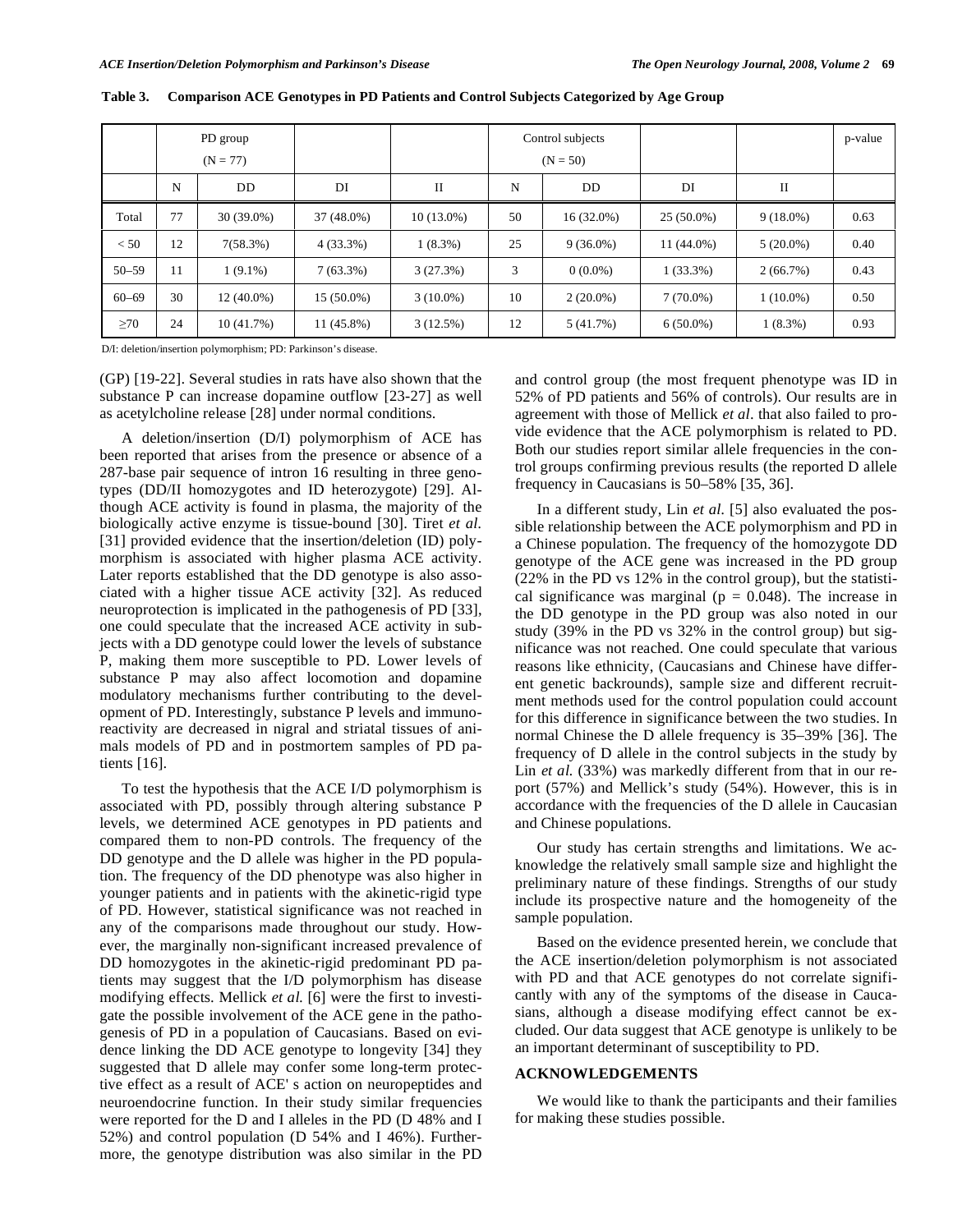**Table 3. Comparison ACE Genotypes in PD Patients and Control Subjects Categorized by Age Group**

| | PD group (N = 77) | | | | Control subjects (N = 50) | | | | p-value |
|---|---|---|---|---|---|---|---|---|---|
| | N | DD | DI | II | N | DD | DI | II | |
| Total | 77 | 30 (39.0%) | 37 (48.0%) | 10 (13.0%) | 50 | 16 (32.0%) | 25 (50.0%) | 9 (18.0%) | 0.63 |
| < 50 | 12 | 7(58.3%) | 4 (33.3%) | 1 (8.3%) | 25 | 9 (36.0%) | 11 (44.0%) | 5 (20.0%) | 0.40 |
| 50–59 | 11 | 1 (9.1%) | 7 (63.3%) | 3 (27.3%) | 3 | 0 (0.0%) | 1 (33.3%) | 2 (66.7%) | 0.43 |
| 60–69 | 30 | 12 (40.0%) | 15 (50.0%) | 3 (10.0%) | 10 | 2 (20.0%) | 7 (70.0%) | 1 (10.0%) | 0.50 |
| ≥70 | 24 | 10 (41.7%) | 11 (45.8%) | 3 (12.5%) | 12 | 5 (41.7%) | 6 (50.0%) | 1 (8.3%) | 0.93 |

D/I: deletion/insertion polymorphism; PD: Parkinson's disease.

(GP) [19-22]. Several studies in rats have also shown that the substance P can increase dopamine outflow [23-27] as well as acetylcholine release [28] under normal conditions.

A deletion/insertion (D/I) polymorphism of ACE has been reported that arises from the presence or absence of a 287-base pair sequence of intron 16 resulting in three genotypes (DD/II homozygotes and ID heterozygote) [29]. Although ACE activity is found in plasma, the majority of the biologically active enzyme is tissue-bound [30]. Tiret *et al.* [31] provided evidence that the insertion/deletion (ID) polymorphism is associated with higher plasma ACE activity. Later reports established that the DD genotype is also associated with a higher tissue ACE activity [32]. As reduced neuroprotection is implicated in the pathogenesis of PD [33], one could speculate that the increased ACE activity in subjects with a DD genotype could lower the levels of substance P, making them more susceptible to PD. Lower levels of substance P may also affect locomotion and dopamine modulatory mechanisms further contributing to the development of PD. Interestingly, substance P levels and immunoreactivity are decreased in nigral and striatal tissues of animals models of PD and in postmortem samples of PD patients [16].

To test the hypothesis that the ACE I/D polymorphism is associated with PD, possibly through altering substance P levels, we determined ACE genotypes in PD patients and compared them to non-PD controls. The frequency of the DD genotype and the D allele was higher in the PD population. The frequency of the DD phenotype was also higher in younger patients and in patients with the akinetic-rigid type of PD. However, statistical significance was not reached in any of the comparisons made throughout our study. However, the marginally non-significant increased prevalence of DD homozygotes in the akinetic-rigid predominant PD patients may suggest that the I/D polymorphism has disease modifying effects. Mellick *et al.* [6] were the first to investigate the possible involvement of the ACE gene in the pathogenesis of PD in a population of Caucasians. Based on evidence linking the DD ACE genotype to longevity [34] they suggested that D allele may confer some long-term protective effect as a result of ACE' s action on neuropeptides and neuroendocrine function. In their study similar frequencies were reported for the D and I alleles in the PD (D 48% and I 52%) and control population (D 54% and I 46%). Furthermore, the genotype distribution was also similar in the PD and control group (the most frequent phenotype was ID in 52% of PD patients and 56% of controls). Our results are in agreement with those of Mellick *et al*. that also failed to provide evidence that the ACE polymorphism is related to PD. Both our studies report similar allele frequencies in the control groups confirming previous results (the reported D allele frequency in Caucasians is 50–58% [35, 36].

In a different study, Lin *et al*. [5] also evaluated the possible relationship between the ACE polymorphism and PD in a Chinese population. The frequency of the homozygote DD genotype of the ACE gene was increased in the PD group (22% in the PD vs 12% in the control group), but the statistical significance was marginal ($p = 0.048$). The increase in the DD genotype in the PD group was also noted in our study (39% in the PD vs 32% in the control group) but significance was not reached. One could speculate that various reasons like ethnicity, (Caucasians and Chinese have different genetic backrounds), sample size and different recruitment methods used for the control population could account for this difference in significance between the two studies. In normal Chinese the D allele frequency is 35–39% [36]. The frequency of D allele in the control subjects in the study by Lin *et al.* (33%) was markedly different from that in our report (57%) and Mellick's study (54%). However, this is in accordance with the frequencies of the D allele in Caucasian and Chinese populations.

Our study has certain strengths and limitations. We acknowledge the relatively small sample size and highlight the preliminary nature of these findings. Strengths of our study include its prospective nature and the homogeneity of the sample population.

Based on the evidence presented herein, we conclude that the ACE insertion/deletion polymorphism is not associated with PD and that ACE genotypes do not correlate significantly with any of the symptoms of the disease in Caucasians, although a disease modifying effect cannot be excluded. Our data suggest that ACE genotype is unlikely to be an important determinant of susceptibility to PD.

## ACKNOWLEDGEMENTS

We would like to thank the participants and their families for making these studies possible.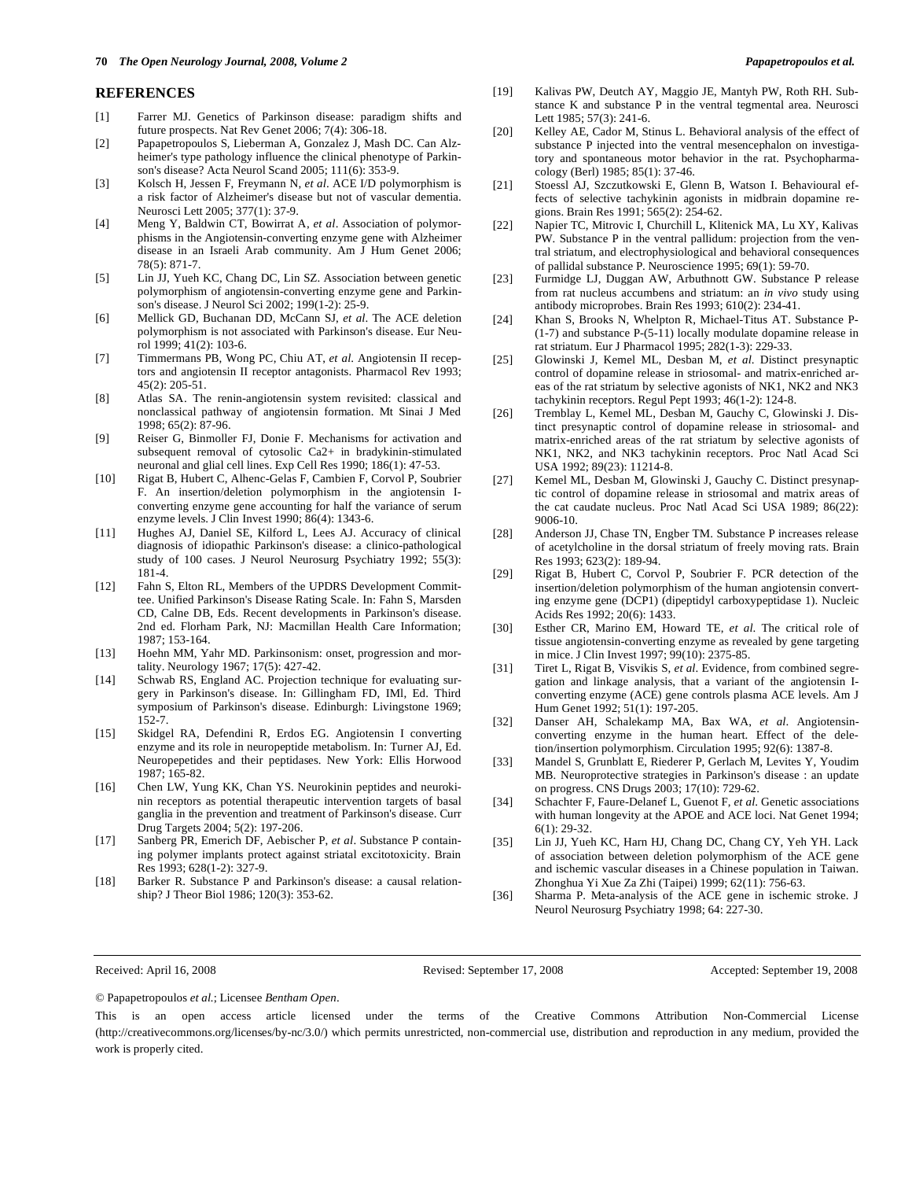## REFERENCES

[1] Farrer MJ. Genetics of Parkinson disease: paradigm shifts and future prospects. Nat Rev Genet 2006; 7(4): 306-18.

[2] Papapetropoulos S, Lieberman A, Gonzalez J, Mash DC. Can Alzheimer's type pathology influence the clinical phenotype of Parkinson's disease? Acta Neurol Scand 2005; 111(6): 353-9.

[3] Kolsch H, Jessen F, Freymann N, *et al*. ACE I/D polymorphism is a risk factor of Alzheimer's disease but not of vascular dementia. Neurosci Lett 2005; 377(1): 37-9.

[4] Meng Y, Baldwin CT, Bowirrat A, *et al*. Association of polymorphisms in the Angiotensin-converting enzyme gene with Alzheimer disease in an Israeli Arab community. Am J Hum Genet 2006; 78(5): 871-7.

[5] Lin JJ, Yueh KC, Chang DC, Lin SZ. Association between genetic polymorphism of angiotensin-converting enzyme gene and Parkinson's disease. J Neurol Sci 2002; 199(1-2): 25-9.

[6] Mellick GD, Buchanan DD, McCann SJ, *et al*. The ACE deletion polymorphism is not associated with Parkinson's disease. Eur Neurol 1999; 41(2): 103-6.

[7] Timmermans PB, Wong PC, Chiu AT, *et al.* Angiotensin II receptors and angiotensin II receptor antagonists. Pharmacol Rev 1993; 45(2): 205-51.

[8] Atlas SA. The renin-angiotensin system revisited: classical and nonclassical pathway of angiotensin formation. Mt Sinai J Med 1998; 65(2): 87-96.

[9] Reiser G, Binmoller FJ, Donie F. Mechanisms for activation and subsequent removal of cytosolic Ca2+ in bradykinin-stimulated neuronal and glial cell lines. Exp Cell Res 1990; 186(1): 47-53.

[10] Rigat B, Hubert C, Alhenc-Gelas F, Cambien F, Corvol P, Soubrier F. An insertion/deletion polymorphism in the angiotensin I-converting enzyme gene accounting for half the variance of serum enzyme levels. J Clin Invest 1990; 86(4): 1343-6.

[11] Hughes AJ, Daniel SE, Kilford L, Lees AJ. Accuracy of clinical diagnosis of idiopathic Parkinson's disease: a clinico-pathological study of 100 cases. J Neurol Neurosurg Psychiatry 1992; 55(3): 181-4.

[12] Fahn S, Elton RL, Members of the UPDRS Development Committee. Unified Parkinson's Disease Rating Scale. In: Fahn S, Marsden CD, Calne DB, Eds. Recent developments in Parkinson's disease. 2nd ed. Florham Park, NJ: Macmillan Health Care Information; 1987; 153-164.

[13] Hoehn MM, Yahr MD. Parkinsonism: onset, progression and mortality. Neurology 1967; 17(5): 427-42.

[14] Schwab RS, England AC. Projection technique for evaluating surgery in Parkinson's disease. In: Gillingham FD, IMl, Ed. Third symposium of Parkinson's disease. Edinburgh: Livingstone 1969; 152-7.

[15] Skidgel RA, Defendini R, Erdos EG. Angiotensin I converting enzyme and its role in neuropeptide metabolism. In: Turner AJ, Ed. Neuropepetides and their peptidases. New York: Ellis Horwood 1987; 165-82.

[16] Chen LW, Yung KK, Chan YS. Neurokinin peptides and neurokinin receptors as potential therapeutic intervention targets of basal ganglia in the prevention and treatment of Parkinson's disease. Curr Drug Targets 2004; 5(2): 197-206.

[17] Sanberg PR, Emerich DF, Aebischer P, *et al*. Substance P containing polymer implants protect against striatal excitotoxicity. Brain Res 1993; 628(1-2): 327-9.

[18] Barker R. Substance P and Parkinson's disease: a causal relationship? J Theor Biol 1986; 120(3): 353-62.

[19] Kalivas PW, Deutch AY, Maggio JE, Mantyh PW, Roth RH. Substance K and substance P in the ventral tegmental area. Neurosci Lett 1985; 57(3): 241-6.

[20] Kelley AE, Cador M, Stinus L. Behavioral analysis of the effect of substance P injected into the ventral mesencephalon on investigatory and spontaneous motor behavior in the rat. Psychopharmacology (Berl) 1985; 85(1): 37-46.

[21] Stoessl AJ, Szczutkowski E, Glenn B, Watson I. Behavioural effects of selective tachykinin agonists in midbrain dopamine regions. Brain Res 1991; 565(2): 254-62.

[22] Napier TC, Mitrovic I, Churchill L, Klitenick MA, Lu XY, Kalivas PW. Substance P in the ventral pallidum: projection from the ventral striatum, and electrophysiological and behavioral consequences of pallidal substance P. Neuroscience 1995; 69(1): 59-70.

[23] Furmidge LJ, Duggan AW, Arbuthnott GW. Substance P release from rat nucleus accumbens and striatum: an *in vivo* study using antibody microprobes. Brain Res 1993; 610(2): 234-41.

[24] Khan S, Brooks N, Whelpton R, Michael-Titus AT. Substance P-(1-7) and substance P-(5-11) locally modulate dopamine release in rat striatum. Eur J Pharmacol 1995; 282(1-3): 229-33.

[25] Glowinski J, Kemel ML, Desban M, *et al.* Distinct presynaptic control of dopamine release in striosomal- and matrix-enriched areas of the rat striatum by selective agonists of NK1, NK2 and NK3 tachykinin receptors. Regul Pept 1993; 46(1-2): 124-8.

[26] Tremblay L, Kemel ML, Desban M, Gauchy C, Glowinski J. Distinct presynaptic control of dopamine release in striosomal- and matrix-enriched areas of the rat striatum by selective agonists of NK1, NK2, and NK3 tachykinin receptors. Proc Natl Acad Sci USA 1992; 89(23): 11214-8.

[27] Kemel ML, Desban M, Glowinski J, Gauchy C. Distinct presynaptic control of dopamine release in striosomal and matrix areas of the cat caudate nucleus. Proc Natl Acad Sci USA 1989; 86(22): 9006-10.

[28] Anderson JJ, Chase TN, Engber TM. Substance P increases release of acetylcholine in the dorsal striatum of freely moving rats. Brain Res 1993; 623(2): 189-94.

[29] Rigat B, Hubert C, Corvol P, Soubrier F. PCR detection of the insertion/deletion polymorphism of the human angiotensin converting enzyme gene (DCP1) (dipeptidyl carboxypeptidase 1). Nucleic Acids Res 1992; 20(6): 1433.

[30] Esther CR, Marino EM, Howard TE, *et al.* The critical role of tissue angiotensin-converting enzyme as revealed by gene targeting in mice. J Clin Invest 1997; 99(10): 2375-85.

[31] Tiret L, Rigat B, Visvikis S, *et al*. Evidence, from combined segregation and linkage analysis, that a variant of the angiotensin I-converting enzyme (ACE) gene controls plasma ACE levels. Am J Hum Genet 1992; 51(1): 197-205.

[32] Danser AH, Schalekamp MA, Bax WA, *et al.* Angiotensin-converting enzyme in the human heart. Effect of the deletion/insertion polymorphism. Circulation 1995; 92(6): 1387-8.

[33] Mandel S, Grunblatt E, Riederer P, Gerlach M, Levites Y, Youdim MB. Neuroprotective strategies in Parkinson's disease : an update on progress. CNS Drugs 2003; 17(10): 729-62.

[34] Schachter F, Faure-Delanef L, Guenot F, *et al.* Genetic associations with human longevity at the APOE and ACE loci. Nat Genet 1994; 6(1): 29-32.

[35] Lin JJ, Yueh KC, Harn HJ, Chang DC, Chang CY, Yeh YH. Lack of association between deletion polymorphism of the ACE gene and ischemic vascular diseases in a Chinese population in Taiwan. Zhonghua Yi Xue Za Zhi (Taipei) 1999; 62(11): 756-63.

[36] Sharma P. Meta-analysis of the ACE gene in ischemic stroke. J Neurol Neurosurg Psychiatry 1998; 64: 227-30.

Received: April 16, 2008 Revised: September 17, 2008 Accepted: September 19, 2008

© Papapetropoulos *et al.*; Licensee *Bentham Open*.

This is an open access article licensed under the terms of the Creative Commons Attribution Non-Commercial License (http://creativecommons.org/licenses/by-nc/3.0/) which permits unrestricted, non-commercial use, distribution and reproduction in any medium, provided the work is properly cited.